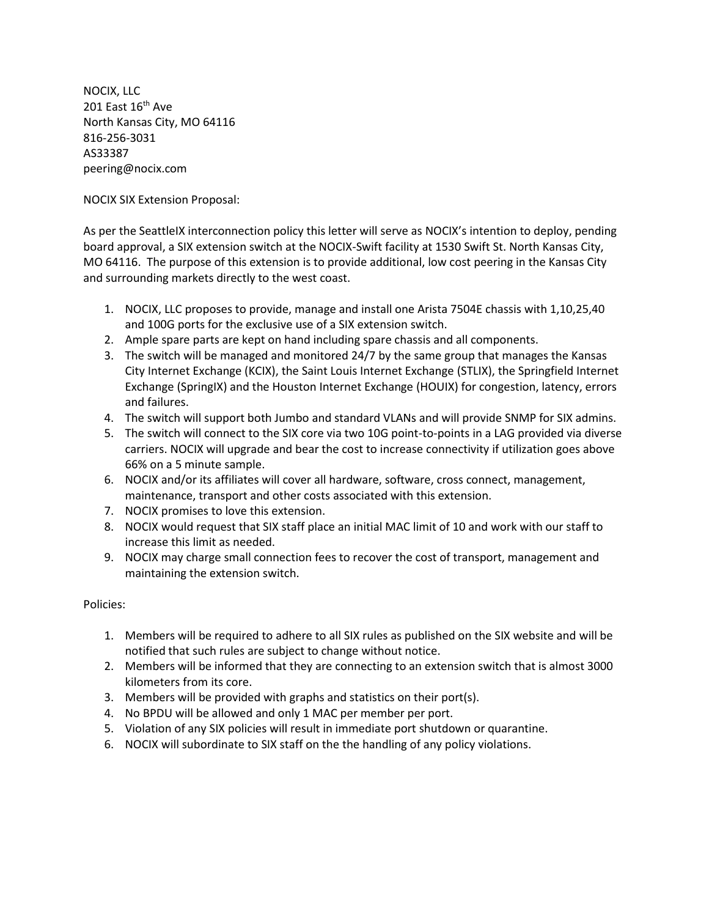NOCIX, LLC
201 East 16th Ave
North Kansas City, MO 64116
816-256-3031
AS33387
peering@nocix.com

NOCIX SIX Extension Proposal:

As per the SeattleIX interconnection policy this letter will serve as NOCIX's intention to deploy, pending board approval, a SIX extension switch at the NOCIX-Swift facility at 1530 Swift St. North Kansas City, MO 64116. The purpose of this extension is to provide additional, low cost peering in the Kansas City and surrounding markets directly to the west coast.

1. NOCIX, LLC proposes to provide, manage and install one Arista 7504E chassis with 1,10,25,40 and 100G ports for the exclusive use of a SIX extension switch.
2. Ample spare parts are kept on hand including spare chassis and all components.
3. The switch will be managed and monitored 24/7 by the same group that manages the Kansas City Internet Exchange (KCIX), the Saint Louis Internet Exchange (STLIX), the Springfield Internet Exchange (SpringIX) and the Houston Internet Exchange (HOUIX) for congestion, latency, errors and failures.
4. The switch will support both Jumbo and standard VLANs and will provide SNMP for SIX admins.
5. The switch will connect to the SIX core via two 10G point-to-points in a LAG provided via diverse carriers. NOCIX will upgrade and bear the cost to increase connectivity if utilization goes above 66% on a 5 minute sample.
6. NOCIX and/or its affiliates will cover all hardware, software, cross connect, management, maintenance, transport and other costs associated with this extension.
7. NOCIX promises to love this extension.
8. NOCIX would request that SIX staff place an initial MAC limit of 10 and work with our staff to increase this limit as needed.
9. NOCIX may charge small connection fees to recover the cost of transport, management and maintaining the extension switch.

Policies:

1. Members will be required to adhere to all SIX rules as published on the SIX website and will be notified that such rules are subject to change without notice.
2. Members will be informed that they are connecting to an extension switch that is almost 3000 kilometers from its core.
3. Members will be provided with graphs and statistics on their port(s).
4. No BPDU will be allowed and only 1 MAC per member per port.
5. Violation of any SIX policies will result in immediate port shutdown or quarantine.
6. NOCIX will subordinate to SIX staff on the the handling of any policy violations.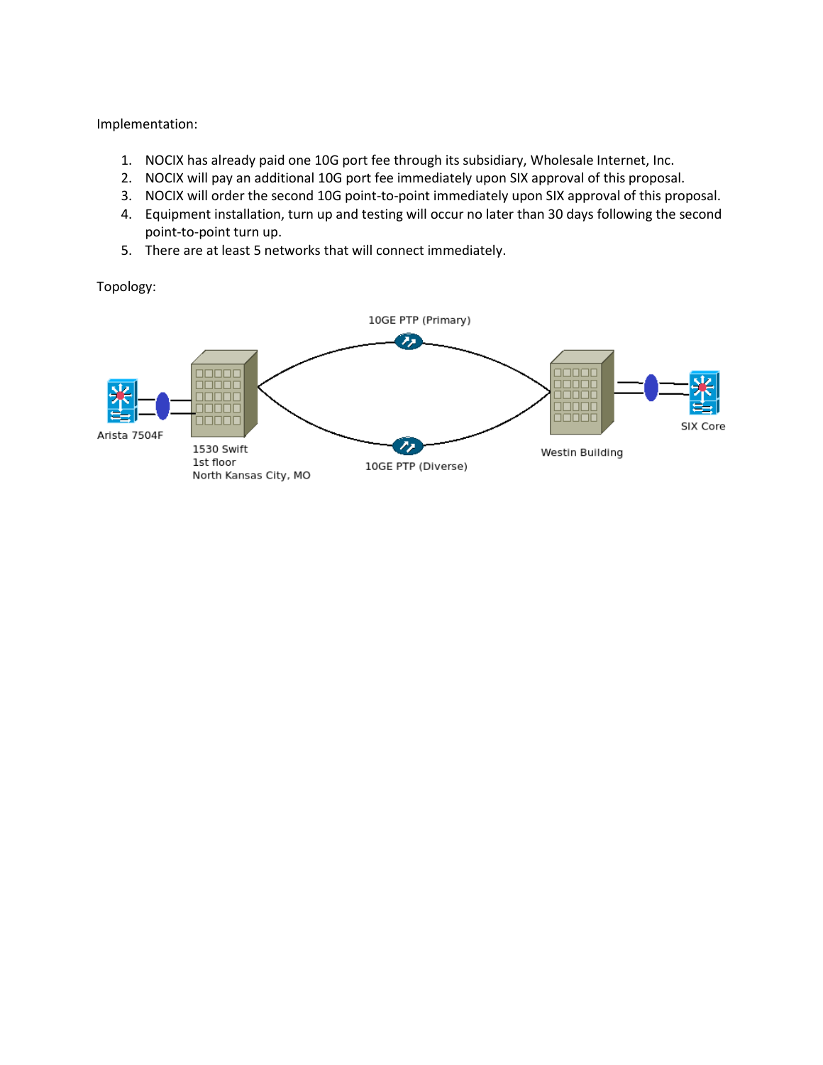Implementation:

1. NOCIX has already paid one 10G port fee through its subsidiary, Wholesale Internet, Inc.
2. NOCIX will pay an additional 10G port fee immediately upon SIX approval of this proposal.
3. NOCIX will order the second 10G point-to-point immediately upon SIX approval of this proposal.
4. Equipment installation, turn up and testing will occur no later than 30 days following the second point-to-point turn up.
5. There are at least 5 networks that will connect immediately.

Topology:

10GE PTP (Primary)

Arista 7504F

1530 Swift
1st floor
North Kansas City, MO

10GE PTP (Diverse)

Westin Building

SIX Core